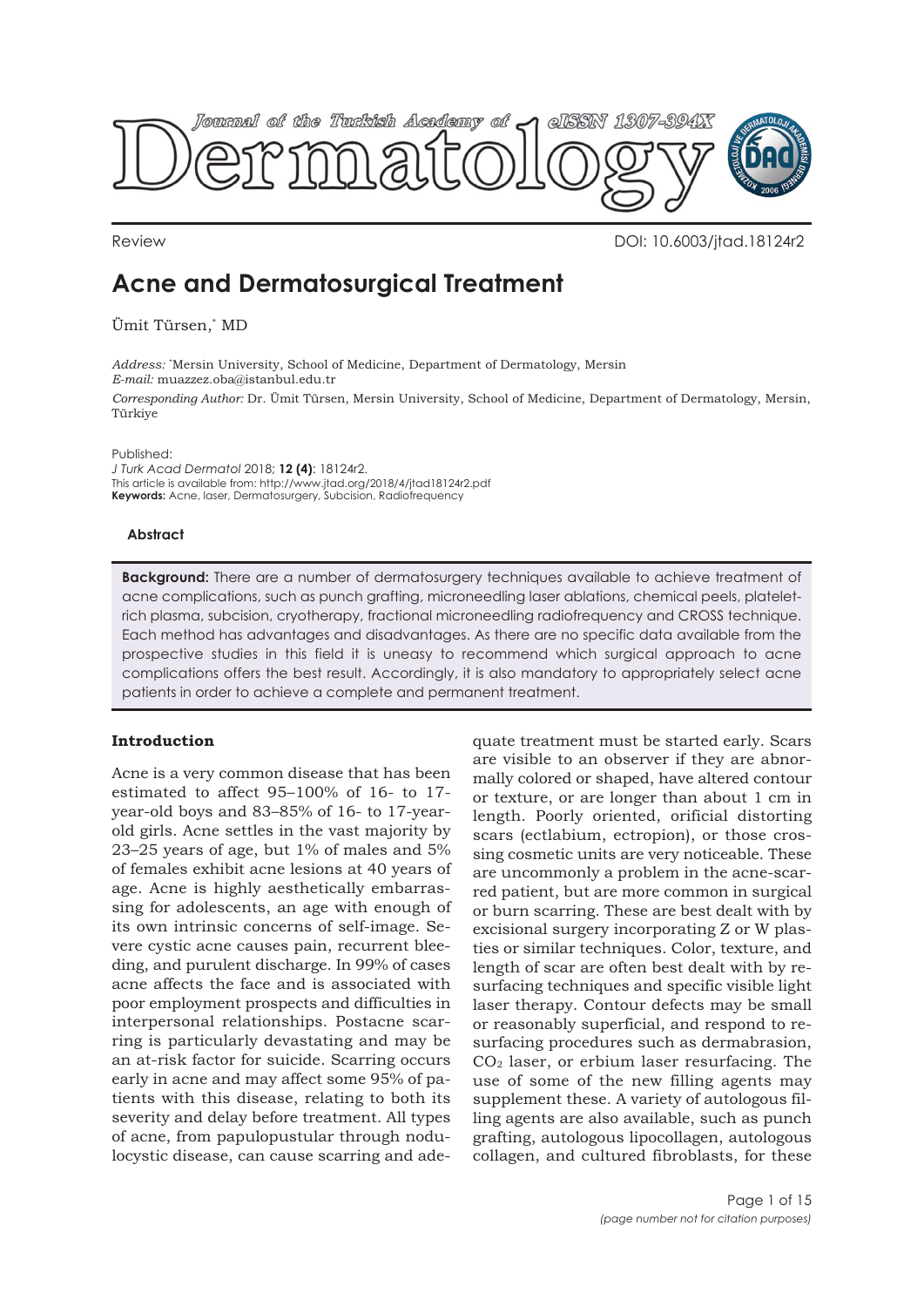Review

DOI: 10.6003/jtad.18124r2

# Acne and Dermatosurgical Treatment

Ümit Türsen,* MD

*Address:* *Mersin University, School of Medicine, Department of Dermatology, Mersin
*E-mail:* muazzez.oba@istanbul.edu.tr

*Corresponding Author:* Dr. Ümit Türsen, Mersin University, School of Medicine, Department of Dermatology, Mersin, Türkiye

Published:
*J Turk Acad Dermatol* 2018; **12 (4)**: 18124r2.
This article is available from: http://www.jtad.org/2018/4/jtad18124r2.pdf
**Keywords:** Acne, laser, Dermatosurgery, Subcision, Radiofrequency

### Abstract

**Background:** There are a number of dermatosurgery techniques available to achieve treatment of acne complications, such as punch grafting, microneedling laser ablations, chemical peels, platelet-rich plasma, subcision, cryotherapy, fractional microneedling radiofrequency and CROSS technique. Each method has advantages and disadvantages. As there are no specific data available from the prospective studies in this field it is uneasy to recommend which surgical approach to acne complications offers the best result. Accordingly, it is also mandatory to appropriately select acne patients in order to achieve a complete and permanent treatment.

## Introduction

Acne is a very common disease that has been estimated to affect 95–100% of 16- to 17-year-old boys and 83–85% of 16- to 17-year-old girls. Acne settles in the vast majority by 23–25 years of age, but 1% of males and 5% of females exhibit acne lesions at 40 years of age. Acne is highly aesthetically embarrassing for adolescents, an age with enough of its own intrinsic concerns of self-image. Severe cystic acne causes pain, recurrent bleeding, and purulent discharge. In 99% of cases acne affects the face and is associated with poor employment prospects and difficulties in interpersonal relationships. Postacne scarring is particularly devastating and may be an at-risk factor for suicide. Scarring occurs early in acne and may affect some 95% of patients with this disease, relating to both its severity and delay before treatment. All types of acne, from papulopustular through nodulocystic disease, can cause scarring and adequate treatment must be started early. Scars are visible to an observer if they are abnormally colored or shaped, have altered contour or texture, or are longer than about 1 cm in length. Poorly oriented, orificial distorting scars (ectlabium, ectropion), or those crossing cosmetic units are very noticeable. These are uncommonly a problem in the acne-scarred patient, but are more common in surgical or burn scarring. These are best dealt with by excisional surgery incorporating Z or W plasties or similar techniques. Color, texture, and length of scar are often best dealt with by resurfacing techniques and specific visible light laser therapy. Contour defects may be small or reasonably superficial, and respond to resurfacing procedures such as dermabrasion, $CO_2$ laser, or erbium laser resurfacing. The use of some of the new filling agents may supplement these. A variety of autologous filling agents are also available, such as punch grafting, autologous lipocollagen, autologous collagen, and cultured fibroblasts, for these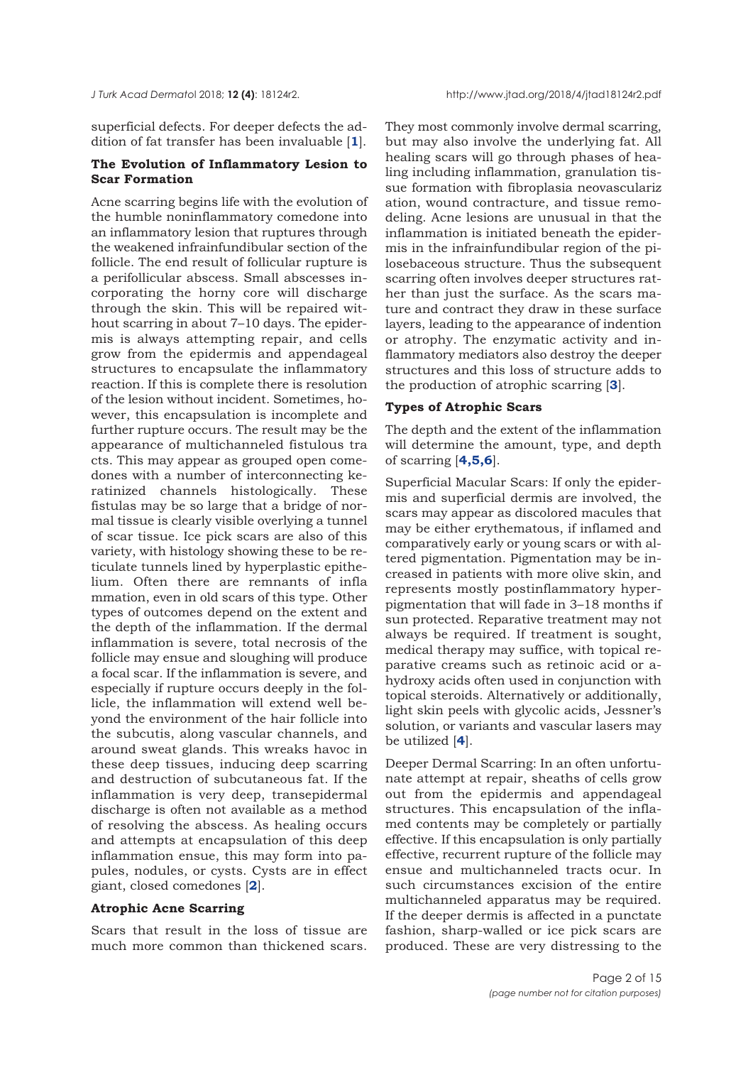superficial defects. For deeper defects the addition of fat transfer has been invaluable [1].

### The Evolution of Inflammatory Lesion to Scar Formation

Acne scarring begins life with the evolution of the humble noninflammatory comedone into an inflammatory lesion that ruptures through the weakened infrainfundibular section of the follicle. The end result of follicular rupture is a perifollicular abscess. Small abscesses incorporating the horny core will discharge through the skin. This will be repaired without scarring in about 7–10 days. The epidermis is always attempting repair, and cells grow from the epidermis and appendageal structures to encapsulate the inflammatory reaction. If this is complete there is resolution of the lesion without incident. Sometimes, however, this encapsulation is incomplete and further rupture occurs. The result may be the appearance of multichanneled fistulous tra cts. This may appear as grouped open comedones with a number of interconnecting keratinized channels histologically. These fistulas may be so large that a bridge of normal tissue is clearly visible overlying a tunnel of scar tissue. Ice pick scars are also of this variety, with histology showing these to be reticulate tunnels lined by hyperplastic epithelium. Often there are remnants of infla mmation, even in old scars of this type. Other types of outcomes depend on the extent and the depth of the inflammation. If the dermal inflammation is severe, total necrosis of the follicle may ensue and sloughing will produce a focal scar. If the inflammation is severe, and especially if rupture occurs deeply in the follicle, the inflammation will extend well beyond the environment of the hair follicle into the subcutis, along vascular channels, and around sweat glands. This wreaks havoc in these deep tissues, inducing deep scarring and destruction of subcutaneous fat. If the inflammation is very deep, transepidermal discharge is often not available as a method of resolving the abscess. As healing occurs and attempts at encapsulation of this deep inflammation ensue, this may form into papules, nodules, or cysts. Cysts are in effect giant, closed comedones [2].

### Atrophic Acne Scarring

Scars that result in the loss of tissue are much more common than thickened scars. They most commonly involve dermal scarring, but may also involve the underlying fat. All healing scars will go through phases of healing including inflammation, granulation tissue formation with fibroplasia neovasculariz ation, wound contracture, and tissue remodeling. Acne lesions are unusual in that the inflammation is initiated beneath the epidermis in the infrainfundibular region of the pilosebaceous structure. Thus the subsequent scarring often involves deeper structures rather than just the surface. As the scars mature and contract they draw in these surface layers, leading to the appearance of indention or atrophy. The enzymatic activity and inflammatory mediators also destroy the deeper structures and this loss of structure adds to the production of atrophic scarring [3].

### Types of Atrophic Scars

The depth and the extent of the inflammation will determine the amount, type, and depth of scarring [4,5,6].

Superficial Macular Scars: If only the epidermis and superficial dermis are involved, the scars may appear as discolored macules that may be either erythematous, if inflamed and comparatively early or young scars or with altered pigmentation. Pigmentation may be increased in patients with more olive skin, and represents mostly postinflammatory hyperpigmentation that will fade in 3–18 months if sun protected. Reparative treatment may not always be required. If treatment is sought, medical therapy may suffice, with topical reparative creams such as retinoic acid or a-hydroxy acids often used in conjunction with topical steroids. Alternatively or additionally, light skin peels with glycolic acids, Jessner's solution, or variants and vascular lasers may be utilized [4].

Deeper Dermal Scarring: In an often unfortunate attempt at repair, sheaths of cells grow out from the epidermis and appendageal structures. This encapsulation of the inflamed contents may be completely or partially effective. If this encapsulation is only partially effective, recurrent rupture of the follicle may ensue and multichanneled tracts ocur. In such circumstances excision of the entire multichanneled apparatus may be required. If the deeper dermis is affected in a punctate fashion, sharp-walled or ice pick scars are produced. These are very distressing to the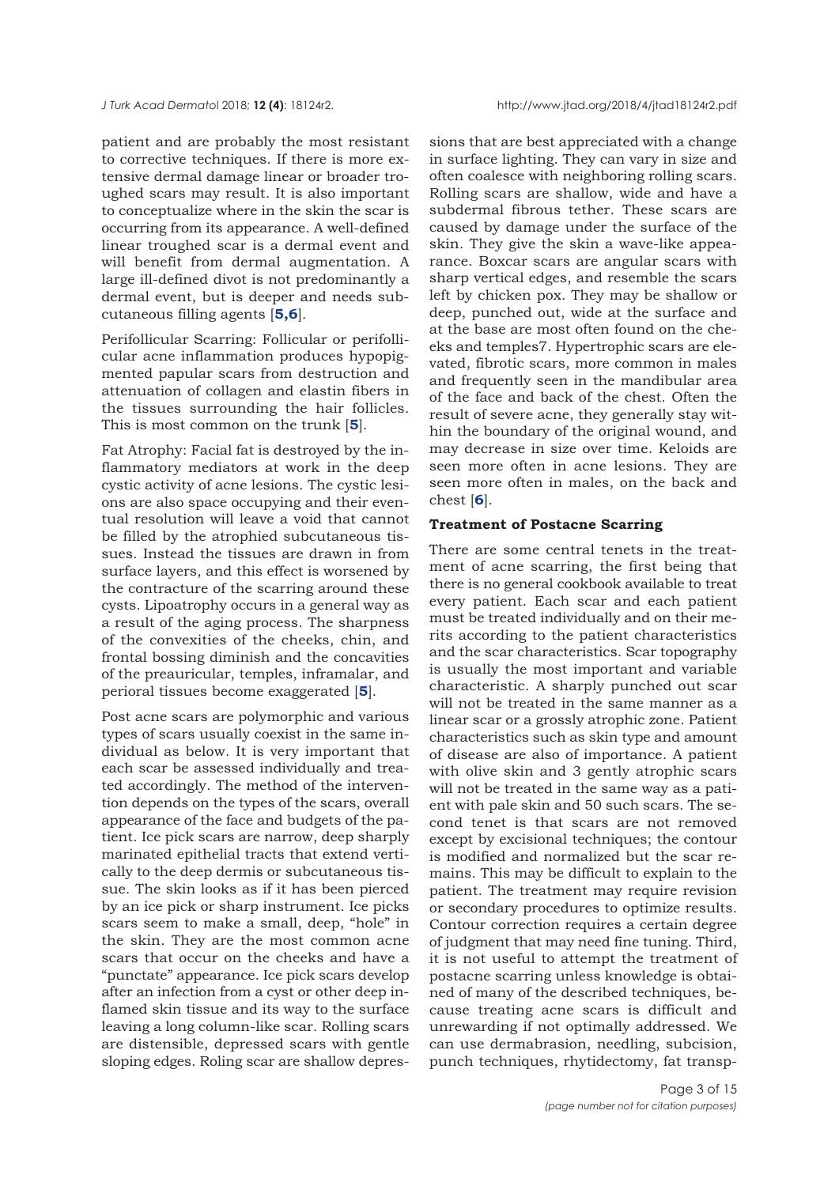patient and are probably the most resistant to corrective techniques. If there is more extensive dermal damage linear or broader troughed scars may result. It is also important to conceptualize where in the skin the scar is occurring from its appearance. A well-defined linear troughed scar is a dermal event and will benefit from dermal augmentation. A large ill-defined divot is not predominantly a dermal event, but is deeper and needs subcutaneous filling agents [5,6].

Perifollicular Scarring: Follicular or perifollicular acne inflammation produces hypopigmented papular scars from destruction and attenuation of collagen and elastin fibers in the tissues surrounding the hair follicles. This is most common on the trunk [5].

Fat Atrophy: Facial fat is destroyed by the inflammatory mediators at work in the deep cystic activity of acne lesions. The cystic lesions are also space occupying and their eventual resolution will leave a void that cannot be filled by the atrophied subcutaneous tissues. Instead the tissues are drawn in from surface layers, and this effect is worsened by the contracture of the scarring around these cysts. Lipoatrophy occurs in a general way as a result of the aging process. The sharpness of the convexities of the cheeks, chin, and frontal bossing diminish and the concavities of the preauricular, temples, inframalar, and perioral tissues become exaggerated [5].

Post acne scars are polymorphic and various types of scars usually coexist in the same individual as below. It is very important that each scar be assessed individually and treated accordingly. The method of the intervention depends on the types of the scars, overall appearance of the face and budgets of the patient. Ice pick scars are narrow, deep sharply marinated epithelial tracts that extend vertically to the deep dermis or subcutaneous tissue. The skin looks as if it has been pierced by an ice pick or sharp instrument. Ice picks scars seem to make a small, deep, "hole" in the skin. They are the most common acne scars that occur on the cheeks and have a "punctate" appearance. Ice pick scars develop after an infection from a cyst or other deep inflamed skin tissue and its way to the surface leaving a long column-like scar. Rolling scars are distensible, depressed scars with gentle sloping edges. Roling scar are shallow depressions that are best appreciated with a change in surface lighting. They can vary in size and often coalesce with neighboring rolling scars. Rolling scars are shallow, wide and have a subdermal fibrous tether. These scars are caused by damage under the surface of the skin. They give the skin a wave-like appearance. Boxcar scars are angular scars with sharp vertical edges, and resemble the scars left by chicken pox. They may be shallow or deep, punched out, wide at the surface and at the base are most often found on the cheeks and temples7. Hypertrophic scars are elevated, fibrotic scars, more common in males and frequently seen in the mandibular area of the face and back of the chest. Often the result of severe acne, they generally stay within the boundary of the original wound, and may decrease in size over time. Keloids are seen more often in acne lesions. They are seen more often in males, on the back and chest [6].

**Treatment of Postacne Scarring**

There are some central tenets in the treatment of acne scarring, the first being that there is no general cookbook available to treat every patient. Each scar and each patient must be treated individually and on their merits according to the patient characteristics and the scar characteristics. Scar topography is usually the most important and variable characteristic. A sharply punched out scar will not be treated in the same manner as a linear scar or a grossly atrophic zone. Patient characteristics such as skin type and amount of disease are also of importance. A patient with olive skin and 3 gently atrophic scars will not be treated in the same way as a patient with pale skin and 50 such scars. The second tenet is that scars are not removed except by excisional techniques; the contour is modified and normalized but the scar remains. This may be difficult to explain to the patient. The treatment may require revision or secondary procedures to optimize results. Contour correction requires a certain degree of judgment that may need fine tuning. Third, it is not useful to attempt the treatment of postacne scarring unless knowledge is obtained of many of the described techniques, because treating acne scars is difficult and unrewarding if not optimally addressed. We can use dermabrasion, needling, subcision, punch techniques, rhytidectomy, fat transp-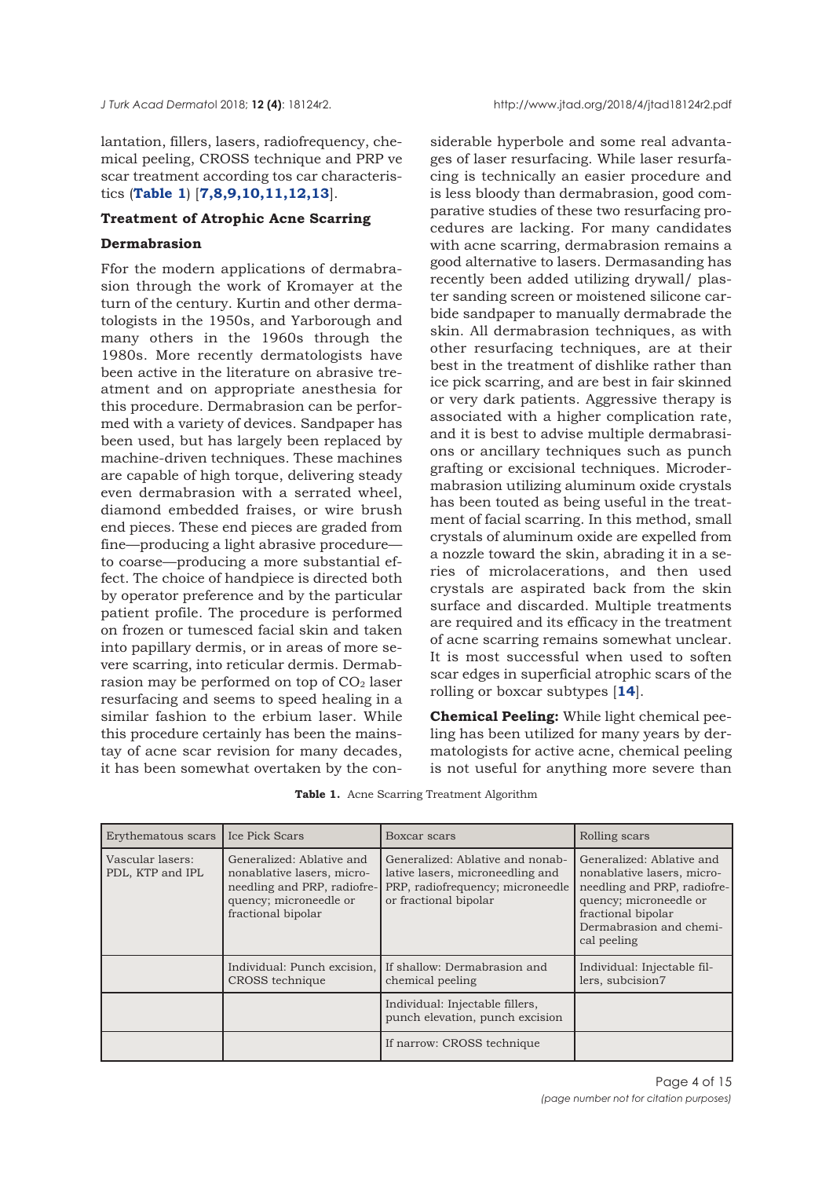lantation, fillers, lasers, radiofrequency, chemical peeling, CROSS technique and PRP ve scar treatment according tos car characteristics (**Table 1**) [**7,8,9,10,11,12,13**].

### Treatment of Atrophic Acne Scarring

#### Dermabrasion

Ffor the modern applications of dermabrasion through the work of Kromayer at the turn of the century. Kurtin and other dermatologists in the 1950s, and Yarborough and many others in the 1960s through the 1980s. More recently dermatologists have been active in the literature on abrasive treatment and on appropriate anesthesia for this procedure. Dermabrasion can be performed with a variety of devices. Sandpaper has been used, but has largely been replaced by machine-driven techniques. These machines are capable of high torque, delivering steady even dermabrasion with a serrated wheel, diamond embedded fraises, or wire brush end pieces. These end pieces are graded from fine—producing a light abrasive procedure—to coarse—producing a more substantial effect. The choice of handpiece is directed both by operator preference and by the particular patient profile. The procedure is performed on frozen or tumesced facial skin and taken into papillary dermis, or in areas of more severe scarring, into reticular dermis. Dermabrasion may be performed on top of $CO_2$ laser resurfacing and seems to speed healing in a similar fashion to the erbium laser. While this procedure certainly has been the mainstay of acne scar revision for many decades, it has been somewhat overtaken by the considerable hyperbole and some real advantages of laser resurfacing. While laser resurfacing is technically an easier procedure and is less bloody than dermabrasion, good comparative studies of these two resurfacing procedures are lacking. For many candidates with acne scarring, dermabrasion remains a good alternative to lasers. Dermasanding has recently been added utilizing drywall/ plaster sanding screen or moistened silicone carbide sandpaper to manually dermabrade the skin. All dermabrasion techniques, as with other resurfacing techniques, are at their best in the treatment of dishlike rather than ice pick scarring, and are best in fair skinned or very dark patients. Aggressive therapy is associated with a higher complication rate, and it is best to advise multiple dermabrasions or ancillary techniques such as punch grafting or excisional techniques. Microdermabrasion utilizing aluminum oxide crystals has been touted as being useful in the treatment of facial scarring. In this method, small crystals of aluminum oxide are expelled from a nozzle toward the skin, abrading it in a series of microlacerations, and then used crystals are aspirated back from the skin surface and discarded. Multiple treatments are required and its efficacy in the treatment of acne scarring remains somewhat unclear. It is most successful when used to soften scar edges in superficial atrophic scars of the rolling or boxcar subtypes [**14**].

**Chemical Peeling:** While light chemical peeling has been utilized for many years by dermatologists for active acne, chemical peeling is not useful for anything more severe than

**Table 1.** Acne Scarring Treatment Algorithm

| Erythematous scars | Ice Pick Scars | Boxcar scars | Rolling scars |
|---|---|---|---|
| Vascular lasers: PDL, KTP and IPL | Generalized: Ablative and nonablative lasers, microneedling and PRP, radiofrequency; microneedle or fractional bipolar | Generalized: Ablative and nonablative lasers, microneedling and PRP, radiofrequency; microneedle or fractional bipolar | Generalized: Ablative and nonablative lasers, microneedling and PRP, radiofrequency; microneedle or fractional bipolar Dermabrasion and chemical peeling |
| | Individual: Punch excision, CROSS technique | If shallow: Dermabrasion and chemical peeling | Individual: Injectable fillers, subcision7 |
| | | Individual: Injectable fillers, punch elevation, punch excision | |
| | | If narrow: CROSS technique | |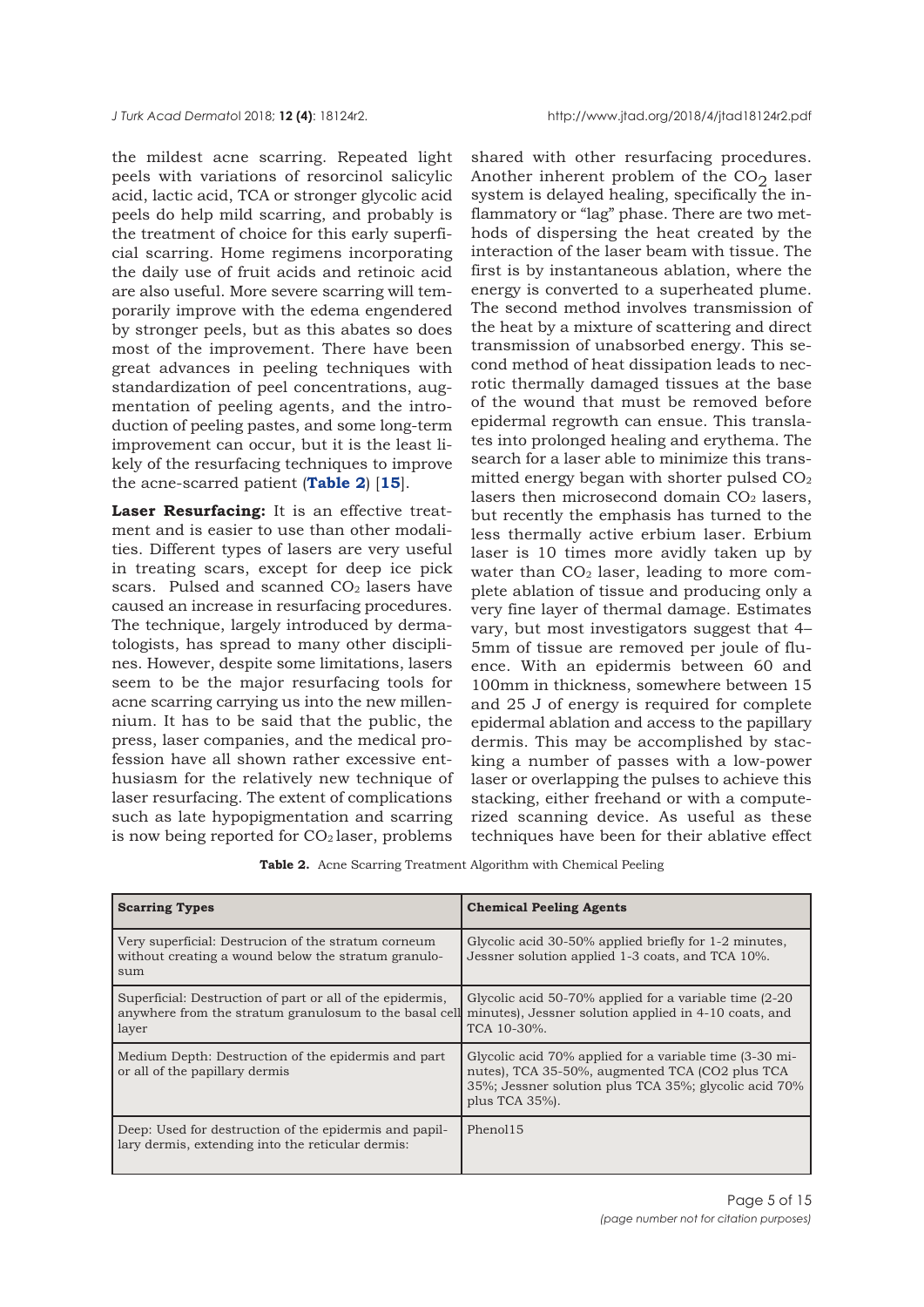the mildest acne scarring. Repeated light peels with variations of resorcinol salicylic acid, lactic acid, TCA or stronger glycolic acid peels do help mild scarring, and probably is the treatment of choice for this early superficial scarring. Home regimens incorporating the daily use of fruit acids and retinoic acid are also useful. More severe scarring will temporarily improve with the edema engendered by stronger peels, but as this abates so does most of the improvement. There have been great advances in peeling techniques with standardization of peel concentrations, augmentation of peeling agents, and the introduction of peeling pastes, and some long-term improvement can occur, but it is the least likely of the resurfacing techniques to improve the acne-scarred patient (**Table 2**) [**15**].

**Laser Resurfacing:** It is an effective treatment and is easier to use than other modalities. Different types of lasers are very useful in treating scars, except for deep ice pick scars. Pulsed and scanned $CO_2$ lasers have caused an increase in resurfacing procedures. The technique, largely introduced by dermatologists, has spread to many other disciplines. However, despite some limitations, lasers seem to be the major resurfacing tools for acne scarring carrying us into the new millennium. It has to be said that the public, the press, laser companies, and the medical profession have all shown rather excessive enthusiasm for the relatively new technique of laser resurfacing. The extent of complications such as late hypopigmentation and scarring is now being reported for $CO_2$ laser, problems shared with other resurfacing procedures. Another inherent problem of the $CO_2$ laser system is delayed healing, specifically the inflammatory or "lag" phase. There are two methods of dispersing the heat created by the interaction of the laser beam with tissue. The first is by instantaneous ablation, where the energy is converted to a superheated plume. The second method involves transmission of the heat by a mixture of scattering and direct transmission of unabsorbed energy. This second method of heat dissipation leads to necrotic thermally damaged tissues at the base of the wound that must be removed before epidermal regrowth can ensue. This translates into prolonged healing and erythema. The search for a laser able to minimize this transmitted energy began with shorter pulsed $CO_2$ lasers then microsecond domain $CO_2$ lasers, but recently the emphasis has turned to the less thermally active erbium laser. Erbium laser is 10 times more avidly taken up by water than $CO_2$ laser, leading to more complete ablation of tissue and producing only a very fine layer of thermal damage. Estimates vary, but most investigators suggest that 4–5mm of tissue are removed per joule of fluence. With an epidermis between 60 and 100mm in thickness, somewhere between 15 and 25 J of energy is required for complete epidermal ablation and access to the papillary dermis. This may be accomplished by stacking a number of passes with a low-power laser or overlapping the pulses to achieve this stacking, either freehand or with a computerized scanning device. As useful as these techniques have been for their ablative effect

**Table 2.** Acne Scarring Treatment Algorithm with Chemical Peeling

| Scarring Types | Chemical Peeling Agents |
|---|---|
| Very superficial: Destrucion of the stratum corneum without creating a wound below the stratum granulosum | Glycolic acid 30-50% applied briefly for 1-2 minutes, Jessner solution applied 1-3 coats, and TCA 10%. |
| Superficial: Destruction of part or all of the epidermis, anywhere from the stratum granulosum to the basal cell layer | Glycolic acid 50-70% applied for a variable time (2-20 minutes), Jessner solution applied in 4-10 coats, and TCA 10-30%. |
| Medium Depth: Destruction of the epidermis and part or all of the papillary dermis | Glycolic acid 70% applied for a variable time (3-30 minutes), TCA 35-50%, augmented TCA (CO2 plus TCA 35%; Jessner solution plus TCA 35%; glycolic acid 70% plus TCA 35%). |
| Deep: Used for destruction of the epidermis and papillary dermis, extending into the reticular dermis: | Phenol15 |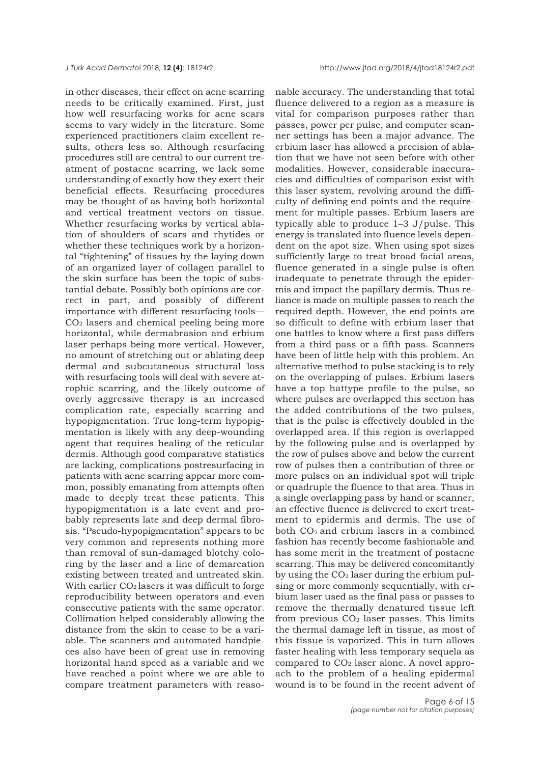in other diseases, their effect on acne scarring needs to be critically examined. First, just how well resurfacing works for acne scars seems to vary widely in the literature. Some experienced practitioners claim excellent results, others less so. Although resurfacing procedures still are central to our current treatment of postacne scarring, we lack some understanding of exactly how they exert their beneficial effects. Resurfacing procedures may be thought of as having both horizontal and vertical treatment vectors on tissue. Whether resurfacing works by vertical ablation of shoulders of scars and rhytides or whether these techniques work by a horizontal "tightening" of tissues by the laying down of an organized layer of collagen parallel to the skin surface has been the topic of substantial debate. Possibly both opinions are correct in part, and possibly of different importance with different resurfacing tools—$CO_2$ lasers and chemical peeling being more horizontal, while dermabrasion and erbium laser perhaps being more vertical. However, no amount of stretching out or ablating deep dermal and subcutaneous structural loss with resurfacing tools will deal with severe atrophic scarring, and the likely outcome of overly aggressive therapy is an increased complication rate, especially scarring and hypopigmentation. True long-term hypopigmentation is likely with any deep-wounding agent that requires healing of the reticular dermis. Although good comparative statistics are lacking, complications postresurfacing in patients with acne scarring appear more common, possibly emanating from attempts often made to deeply treat these patients. This hypopigmentation is a late event and probably represents late and deep dermal fibrosis. "Pseudo-hypopigmentation" appears to be very common and represents nothing more than removal of sun-damaged blotchy coloring by the laser and a line of demarcation existing between treated and untreated skin. With earlier $CO_2$ lasers it was difficult to forge reproducibility between operators and even consecutive patients with the same operator. Collimation helped considerably allowing the distance from the skin to cease to be a variable. The scanners and automated handpieces also have been of great use in removing horizontal hand speed as a variable and we have reached a point where we are able to compare treatment parameters with reasonable accuracy. The understanding that total fluence delivered to a region as a measure is vital for comparison purposes rather than passes, power per pulse, and computer scanner settings has been a major advance. The erbium laser has allowed a precision of ablation that we have not seen before with other modalities. However, considerable inaccuracies and difficulties of comparison exist with this laser system, revolving around the difficulty of defining end points and the requirement for multiple passes. Erbium lasers are typically able to produce 1–3 J/pulse. This energy is translated into fluence levels dependent on the spot size. When using spot sizes sufficiently large to treat broad facial areas, fluence generated in a single pulse is often inadequate to penetrate through the epidermis and impact the papillary dermis. Thus reliance is made on multiple passes to reach the required depth. However, the end points are so difficult to define with erbium laser that one battles to know where a first pass differs from a third pass or a fifth pass. Scanners have been of little help with this problem. An alternative method to pulse stacking is to rely on the overlapping of pulses. Erbium lasers have a top hattype profile to the pulse, so where pulses are overlapped this section has the added contributions of the two pulses, that is the pulse is effectively doubled in the overlapped area. If this region is overlapped by the following pulse and is overlapped by the row of pulses above and below the current row of pulses then a contribution of three or more pulses on an individual spot will triple or quadruple the fluence to that area. Thus in a single overlapping pass by hand or scanner, an effective fluence is delivered to exert treatment to epidermis and dermis. The use of both $CO_2$ and erbium lasers in a combined fashion has recently become fashionable and has some merit in the treatment of postacne scarring. This may be delivered concomitantly by using the $CO_2$ laser during the erbium pulsing or more commonly sequentially, with erbium laser used as the final pass or passes to remove the thermally denatured tissue left from previous $CO_2$ laser passes. This limits the thermal damage left in tissue, as most of this tissue is vaporized. This in turn allows faster healing with less temporary sequela as compared to $CO_2$ laser alone. A novel approach to the problem of a healing epidermal wound is to be found in the recent advent of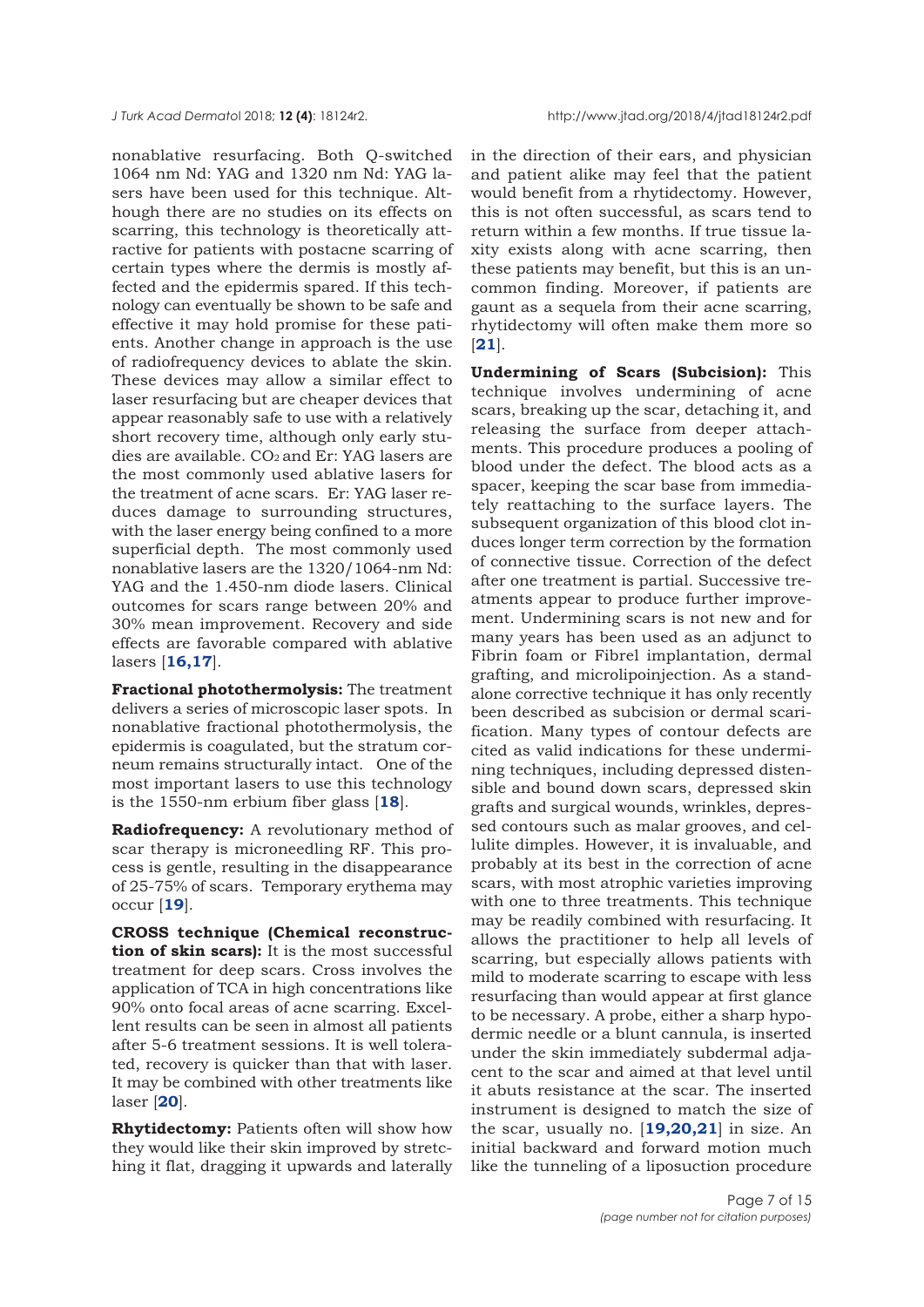nonablative resurfacing. Both Q-switched 1064 nm Nd: YAG and 1320 nm Nd: YAG lasers have been used for this technique. Although there are no studies on its effects on scarring, this technology is theoretically attractive for patients with postacne scarring of certain types where the dermis is mostly affected and the epidermis spared. If this technology can eventually be shown to be safe and effective it may hold promise for these patients. Another change in approach is the use of radiofrequency devices to ablate the skin. These devices may allow a similar effect to laser resurfacing but are cheaper devices that appear reasonably safe to use with a relatively short recovery time, although only early studies are available. $CO_2$ and Er: YAG lasers are the most commonly used ablative lasers for the treatment of acne scars. Er: YAG laser reduces damage to surrounding structures, with the laser energy being confined to a more superficial depth. The most commonly used nonablative lasers are the 1320/1064-nm Nd: YAG and the 1.450-nm diode lasers. Clinical outcomes for scars range between 20% and 30% mean improvement. Recovery and side effects are favorable compared with ablative lasers [**16,17**].

**Fractional photothermolysis:** The treatment delivers a series of microscopic laser spots. In nonablative fractional photothermolysis, the epidermis is coagulated, but the stratum corneum remains structurally intact. One of the most important lasers to use this technology is the 1550-nm erbium fiber glass [**18**].

**Radiofrequency:** A revolutionary method of scar therapy is microneedling RF. This process is gentle, resulting in the disappearance of 25-75% of scars. Temporary erythema may occur [**19**].

**CROSS technique (Chemical reconstruction of skin scars):** It is the most successful treatment for deep scars. Cross involves the application of TCA in high concentrations like 90% onto focal areas of acne scarring. Excellent results can be seen in almost all patients after 5-6 treatment sessions. It is well tolerated, recovery is quicker than that with laser. It may be combined with other treatments like laser [**20**].

**Rhytidectomy:** Patients often will show how they would like their skin improved by stretching it flat, dragging it upwards and laterally in the direction of their ears, and physician and patient alike may feel that the patient would benefit from a rhytidectomy. However, this is not often successful, as scars tend to return within a few months. If true tissue laxity exists along with acne scarring, then these patients may benefit, but this is an uncommon finding. Moreover, if patients are gaunt as a sequela from their acne scarring, rhytidectomy will often make them more so [**21**].

**Undermining of Scars (Subcision):** This technique involves undermining of acne scars, breaking up the scar, detaching it, and releasing the surface from deeper attachments. This procedure produces a pooling of blood under the defect. The blood acts as a spacer, keeping the scar base from immediately reattaching to the surface layers. The subsequent organization of this blood clot induces longer term correction by the formation of connective tissue. Correction of the defect after one treatment is partial. Successive treatments appear to produce further improvement. Undermining scars is not new and for many years has been used as an adjunct to Fibrin foam or Fibrel implantation, dermal grafting, and microlipoinjection. As a standalone corrective technique it has only recently been described as subcision or dermal scarification. Many types of contour defects are cited as valid indications for these undermining techniques, including depressed distensible and bound down scars, depressed skin grafts and surgical wounds, wrinkles, depressed contours such as malar grooves, and cellulite dimples. However, it is invaluable, and probably at its best in the correction of acne scars, with most atrophic varieties improving with one to three treatments. This technique may be readily combined with resurfacing. It allows the practitioner to help all levels of scarring, but especially allows patients with mild to moderate scarring to escape with less resurfacing than would appear at first glance to be necessary. A probe, either a sharp hypodermic needle or a blunt cannula, is inserted under the skin immediately subdermal adjacent to the scar and aimed at that level until it abuts resistance at the scar. The inserted instrument is designed to match the size of the scar, usually no. [**19,20,21**] in size. An initial backward and forward motion much like the tunneling of a liposuction procedure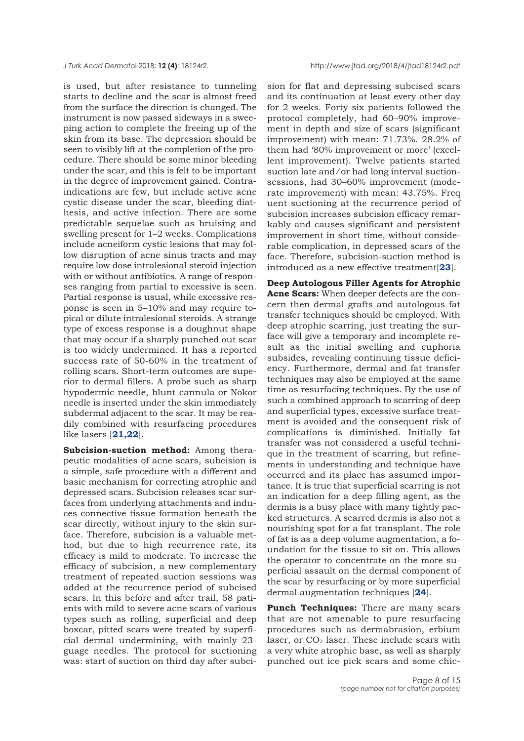is used, but after resistance to tunneling starts to decline and the scar is almost freed from the surface the direction is changed. The instrument is now passed sideways in a sweeping action to complete the freeing up of the skin from its base. The depression should be seen to visibly lift at the completion of the procedure. There should be some minor bleeding under the scar, and this is felt to be important in the degree of improvement gained. Contraindications are few, but include active acne cystic disease under the scar, bleeding diathesis, and active infection. There are some predictable sequelae such as bruising and swelling present for 1–2 weeks. Complications include acneiform cystic lesions that may follow disruption of acne sinus tracts and may require low dose intralesional steroid injection with or without antibiotics. A range of responses ranging from partial to excessive is seen. Partial response is usual, while excessive response is seen in 5–10% and may require topical or dilute intralesional steroids. A strange type of excess response is a doughnut shape that may occur if a sharply punched out scar is too widely undermined. It has a reported success rate of 50-60% in the treatment of rolling scars. Short-term outcomes are superior to dermal fillers. A probe such as sharp hypodermic needle, blunt cannula or Nokor needle is inserted under the skin immediately subdermal adjacent to the scar. It may be readily combined with resurfacing procedures like lasers [21,22].

**Subcision-suction method:** Among therapeutic modalities of acne scars, subcision is a simple, safe procedure with a different and basic mechanism for correcting atrophic and depressed scars. Subcision releases scar surfaces from underlying attachments and induces connective tissue formation beneath the scar directly, without injury to the skin surface. Therefore, subcision is a valuable method, but due to high recurrence rate, its efficacy is mild to moderate. To increase the efficacy of subcision, a new complementary treatment of repeated suction sessions was added at the recurrence period of subcised scars. In this before and after trail, 58 patients with mild to severe acne scars of various types such as rolling, superficial and deep boxcar, pitted scars were treated by superficial dermal undermining, with mainly 23-guage needles. The protocol for suctioning was: start of suction on third day after subcision for flat and depressing subcised scars and its continuation at least every other day for 2 weeks. Forty-six patients followed the protocol completely, had 60–90% improvement in depth and size of scars (significant improvement) with mean: 71.73%. 28.2% of them had '80% improvement or more' (excellent improvement). Twelve patients started suction late and/or had long interval suction-sessions, had 30–60% improvement (moderate improvement) with mean: 43.75%. Freq uent suctioning at the recurrence period of subcision increases subcision efficacy remarkably and causes significant and persistent improvement in short time, without considerable complication, in depressed scars of the face. Therefore, subcision-suction method is introduced as a new effective treatment[23].

**Deep Autologous Filler Agents for Atrophic Acne Scars:** When deeper defects are the concern then dermal grafts and autologous fat transfer techniques should be employed. With deep atrophic scarring, just treating the surface will give a temporary and incomplete result as the initial swelling and euphoria subsides, revealing continuing tissue deficiency. Furthermore, dermal and fat transfer techniques may also be employed at the same time as resurfacing techniques. By the use of such a combined approach to scarring of deep and superficial types, excessive surface treatment is avoided and the consequent risk of complications is diminished. Initially fat transfer was not considered a useful technique in the treatment of scarring, but refinements in understanding and technique have occurred and its place has assumed importance. It is true that superficial scarring is not an indication for a deep filling agent, as the dermis is a busy place with many tightly packed structures. A scarred dermis is also not a nourishing spot for a fat transplant. The role of fat is as a deep volume augmentation, a foundation for the tissue to sit on. This allows the operator to concentrate on the more superficial assault on the dermal component of the scar by resurfacing or by more superficial dermal augmentation techniques [24].

**Punch Techniques:** There are many scars that are not amenable to pure resurfacing procedures such as dermabrasion, erbium laser, or $CO_2$ laser. These include scars with a very white atrophic base, as well as sharply punched out ice pick scars and some chic-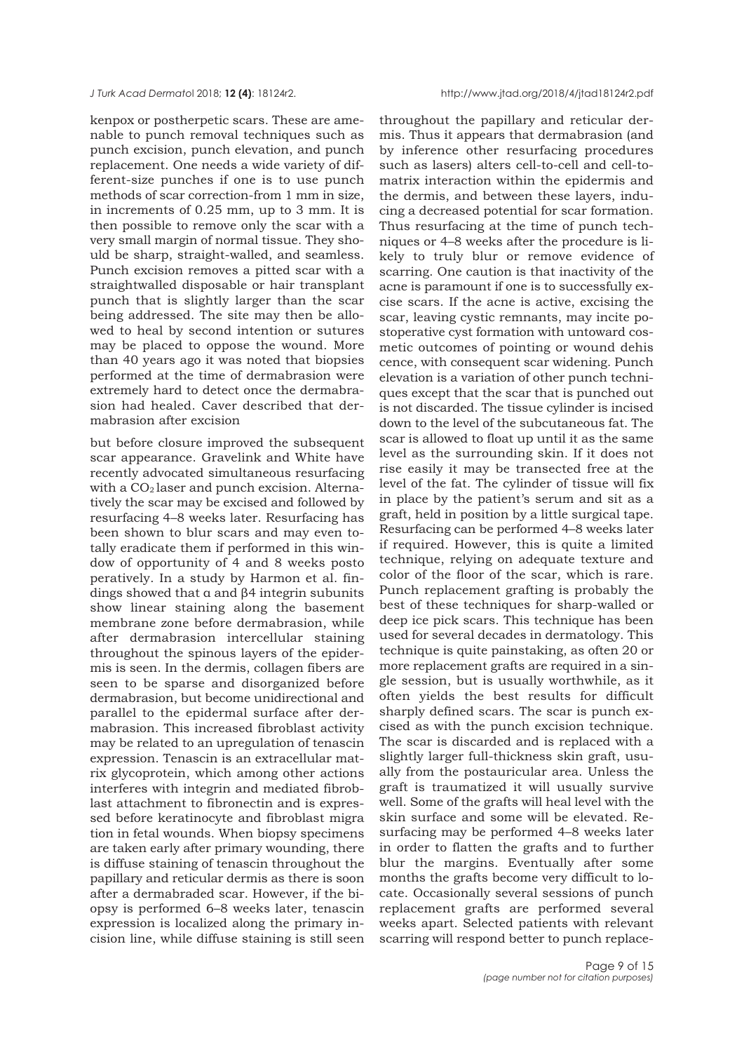kenpox or postherpetic scars. These are amenable to punch removal techniques such as punch excision, punch elevation, and punch replacement. One needs a wide variety of different-size punches if one is to use punch methods of scar correction-from 1 mm in size, in increments of 0.25 mm, up to 3 mm. It is then possible to remove only the scar with a very small margin of normal tissue. They should be sharp, straight-walled, and seamless. Punch excision removes a pitted scar with a straightwalled disposable or hair transplant punch that is slightly larger than the scar being addressed. The site may then be allowed to heal by second intention or sutures may be placed to oppose the wound. More than 40 years ago it was noted that biopsies performed at the time of dermabrasion were extremely hard to detect once the dermabrasion had healed. Caver described that dermabrasion after excision but before closure improved the subsequent scar appearance. Gravelink and White have recently advocated simultaneous resurfacing with a $CO_2$ laser and punch excision. Alternatively the scar may be excised and followed by resurfacing 4–8 weeks later. Resurfacing has been shown to blur scars and may even totally eradicate them if performed in this window of opportunity of 4 and 8 weeks postoperatively. In a study by Harmon et al. findings showed that α and β4 integrin subunits show linear staining along the basement membrane zone before dermabrasion, while after dermabrasion intercellular staining throughout the spinous layers of the epidermis is seen. In the dermis, collagen fibers are seen to be sparse and disorganized before dermabrasion, but become unidirectional and parallel to the epidermal surface after dermabrasion. This increased fibroblast activity may be related to an upregulation of tenascin expression. Tenascin is an extracellular matrix glycoprotein, which among other actions interferes with integrin and mediated fibroblast attachment to fibronectin and is expressed before keratinocyte and fibroblast migration in fetal wounds. When biopsy specimens are taken early after primary wounding, there is diffuse staining of tenascin throughout the papillary and reticular dermis as there is soon after a dermabraded scar. However, if the biopsy is performed 6–8 weeks later, tenascin expression is localized along the primary incision line, while diffuse staining is still seen throughout the papillary and reticular dermis. Thus it appears that dermabrasion (and by inference other resurfacing procedures such as lasers) alters cell-to-cell and cell-to-matrix interaction within the epidermis and the dermis, and between these layers, inducing a decreased potential for scar formation. Thus resurfacing at the time of punch techniques or 4–8 weeks after the procedure is likely to truly blur or remove evidence of scarring. One caution is that inactivity of the acne is paramount if one is to successfully excise scars. If the acne is active, excising the scar, leaving cystic remnants, may incite postoperative cyst formation with untoward cosmetic outcomes of pointing or wound dehiscence, with consequent scar widening. Punch elevation is a variation of other punch techniques except that the scar that is punched out is not discarded. The tissue cylinder is incised down to the level of the subcutaneous fat. The scar is allowed to float up until it as the same level as the surrounding skin. If it does not rise easily it may be transected free at the level of the fat. The cylinder of tissue will fix in place by the patient's serum and sit as a graft, held in position by a little surgical tape. Resurfacing can be performed 4–8 weeks later if required. However, this is quite a limited technique, relying on adequate texture and color of the floor of the scar, which is rare. Punch replacement grafting is probably the best of these techniques for sharp-walled or deep ice pick scars. This technique has been used for several decades in dermatology. This technique is quite painstaking, as often 20 or more replacement grafts are required in a single session, but is usually worthwhile, as it often yields the best results for difficult sharply defined scars. The scar is punch excised as with the punch excision technique. The scar is discarded and is replaced with a slightly larger full-thickness skin graft, usually from the postauricular area. Unless the graft is traumatized it will usually survive well. Some of the grafts will heal level with the skin surface and some will be elevated. Resurfacing may be performed 4–8 weeks later in order to flatten the grafts and to further blur the margins. Eventually after some months the grafts become very difficult to locate. Occasionally several sessions of punch replacement grafts are performed several weeks apart. Selected patients with relevant scarring will respond better to punch replace-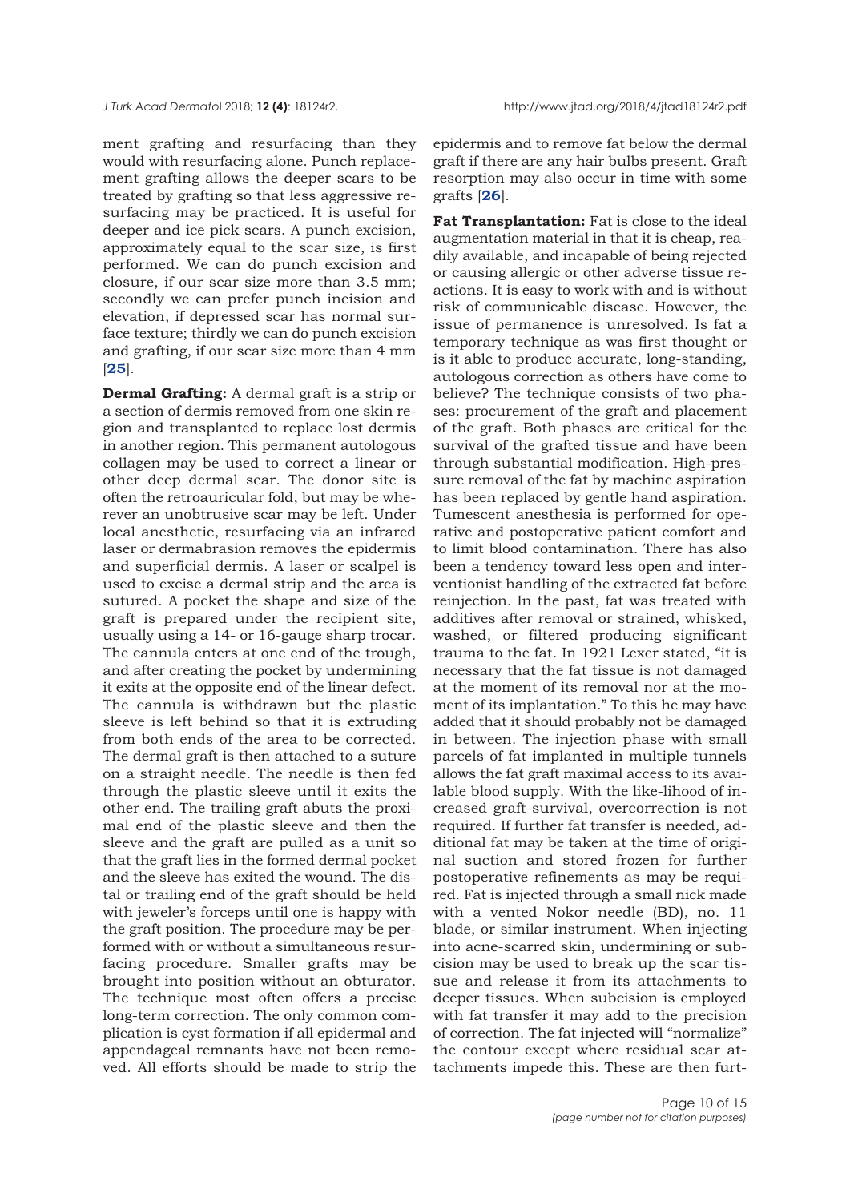ment grafting and resurfacing than they would with resurfacing alone. Punch replacement grafting allows the deeper scars to be treated by grafting so that less aggressive resurfacing may be practiced. It is useful for deeper and ice pick scars. A punch excision, approximately equal to the scar size, is first performed. We can do punch excision and closure, if our scar size more than 3.5 mm; secondly we can prefer punch incision and elevation, if depressed scar has normal surface texture; thirdly we can do punch excision and grafting, if our scar size more than 4 mm [**25**].

**Dermal Grafting:** A dermal graft is a strip or a section of dermis removed from one skin region and transplanted to replace lost dermis in another region. This permanent autologous collagen may be used to correct a linear or other deep dermal scar. The donor site is often the retroauricular fold, but may be wherever an unobtrusive scar may be left. Under local anesthetic, resurfacing via an infrared laser or dermabrasion removes the epidermis and superficial dermis. A laser or scalpel is used to excise a dermal strip and the area is sutured. A pocket the shape and size of the graft is prepared under the recipient site, usually using a 14- or 16-gauge sharp trocar. The cannula enters at one end of the trough, and after creating the pocket by undermining it exits at the opposite end of the linear defect. The cannula is withdrawn but the plastic sleeve is left behind so that it is extruding from both ends of the area to be corrected. The dermal graft is then attached to a suture on a straight needle. The needle is then fed through the plastic sleeve until it exits the other end. The trailing graft abuts the proximal end of the plastic sleeve and then the sleeve and the graft are pulled as a unit so that the graft lies in the formed dermal pocket and the sleeve has exited the wound. The distal or trailing end of the graft should be held with jeweler's forceps until one is happy with the graft position. The procedure may be performed with or without a simultaneous resurfacing procedure. Smaller grafts may be brought into position without an obturator. The technique most often offers a precise long-term correction. The only common complication is cyst formation if all epidermal and appendageal remnants have not been removed. All efforts should be made to strip the epidermis and to remove fat below the dermal graft if there are any hair bulbs present. Graft resorption may also occur in time with some grafts [**26**].

**Fat Transplantation:** Fat is close to the ideal augmentation material in that it is cheap, readily available, and incapable of being rejected or causing allergic or other adverse tissue reactions. It is easy to work with and is without risk of communicable disease. However, the issue of permanence is unresolved. Is fat a temporary technique as was first thought or is it able to produce accurate, long-standing, autologous correction as others have come to believe? The technique consists of two phases: procurement of the graft and placement of the graft. Both phases are critical for the survival of the grafted tissue and have been through substantial modification. High-pressure removal of the fat by machine aspiration has been replaced by gentle hand aspiration. Tumescent anesthesia is performed for operative and postoperative patient comfort and to limit blood contamination. There has also been a tendency toward less open and interventionist handling of the extracted fat before reinjection. In the past, fat was treated with additives after removal or strained, whisked, washed, or filtered producing significant trauma to the fat. In 1921 Lexer stated, "it is necessary that the fat tissue is not damaged at the moment of its removal nor at the moment of its implantation." To this he may have added that it should probably not be damaged in between. The injection phase with small parcels of fat implanted in multiple tunnels allows the fat graft maximal access to its available blood supply. With the like-lihood of increased graft survival, overcorrection is not required. If further fat transfer is needed, additional fat may be taken at the time of original suction and stored frozen for further postoperative refinements as may be required. Fat is injected through a small nick made with a vented Nokor needle (BD), no. 11 blade, or similar instrument. When injecting into acne-scarred skin, undermining or subcision may be used to break up the scar tissue and release it from its attachments to deeper tissues. When subcision is employed with fat transfer it may add to the precision of correction. The fat injected will "normalize" the contour except where residual scar attachments impede this. These are then furt-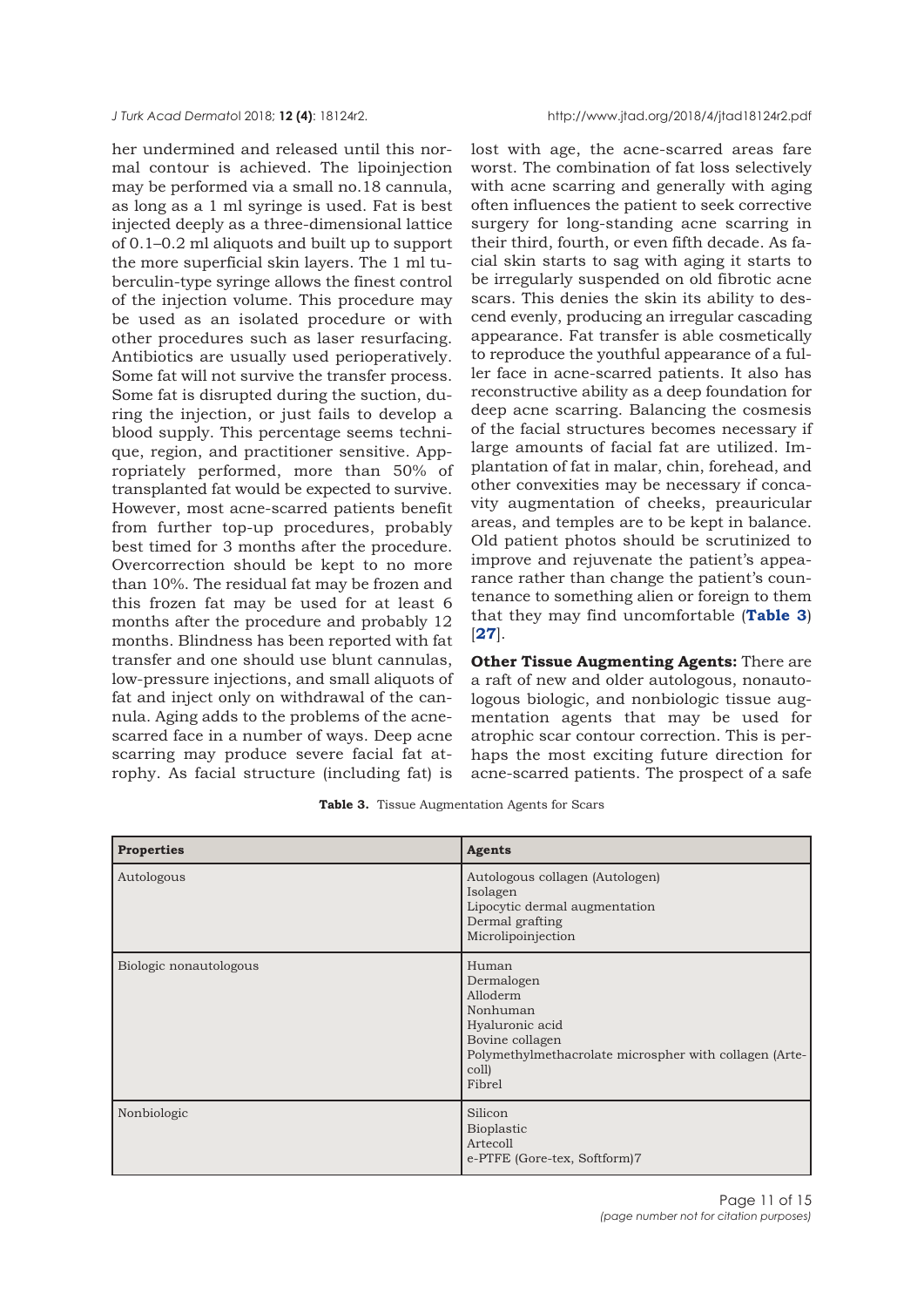her undermined and released until this normal contour is achieved. The lipoinjection may be performed via a small no.18 cannula, as long as a 1 ml syringe is used. Fat is best injected deeply as a three-dimensional lattice of 0.1–0.2 ml aliquots and built up to support the more superficial skin layers. The 1 ml tuberculin-type syringe allows the finest control of the injection volume. This procedure may be used as an isolated procedure or with other procedures such as laser resurfacing. Antibiotics are usually used perioperatively. Some fat will not survive the transfer process. Some fat is disrupted during the suction, during the injection, or just fails to develop a blood supply. This percentage seems technique, region, and practitioner sensitive. Appropriately performed, more than 50% of transplanted fat would be expected to survive. However, most acne-scarred patients benefit from further top-up procedures, probably best timed for 3 months after the procedure. Overcorrection should be kept to no more than 10%. The residual fat may be frozen and this frozen fat may be used for at least 6 months after the procedure and probably 12 months. Blindness has been reported with fat transfer and one should use blunt cannulas, low-pressure injections, and small aliquots of fat and inject only on withdrawal of the cannula. Aging adds to the problems of the acne-scarred face in a number of ways. Deep acne scarring may produce severe facial fat atrophy. As facial structure (including fat) is lost with age, the acne-scarred areas fare worst. The combination of fat loss selectively with acne scarring and generally with aging often influences the patient to seek corrective surgery for long-standing acne scarring in their third, fourth, or even fifth decade. As facial skin starts to sag with aging it starts to be irregularly suspended on old fibrotic acne scars. This denies the skin its ability to descend evenly, producing an irregular cascading appearance. Fat transfer is able cosmetically to reproduce the youthful appearance of a fuller face in acne-scarred patients. It also has reconstructive ability as a deep foundation for deep acne scarring. Balancing the cosmesis of the facial structures becomes necessary if large amounts of facial fat are utilized. Implantation of fat in malar, chin, forehead, and other convexities may be necessary if concavity augmentation of cheeks, preauricular areas, and temples are to be kept in balance. Old patient photos should be scrutinized to improve and rejuvenate the patient's appearance rather than change the patient's countenance to something alien or foreign to them that they may find uncomfortable (**Table 3**) [27].

**Other Tissue Augmenting Agents:** There are a raft of new and older autologous, nonautologous biologic, and nonbiologic tissue augmentation agents that may be used for atrophic scar contour correction. This is perhaps the most exciting future direction for acne-scarred patients. The prospect of a safe

**Table 3.** Tissue Augmentation Agents for Scars

| Properties | Agents |
|---|---|
| Autologous | Autologous collagen (Autologen)<br>Isolagen<br>Lipocytic dermal augmentation<br>Dermal grafting<br>Microlipoinjection |
| Biologic nonautologous | Human<br>Dermalogen<br>Alloderm<br>Nonhuman<br>Hyaluronic acid<br>Bovine collagen<br>Polymethylmethacrolate microspher with collagen (Artecoll)<br>Fibrel |
| Nonbiologic | Silicon<br>Bioplastic<br>Artecoll<br>e-PTFE (Gore-tex, Softform)7 |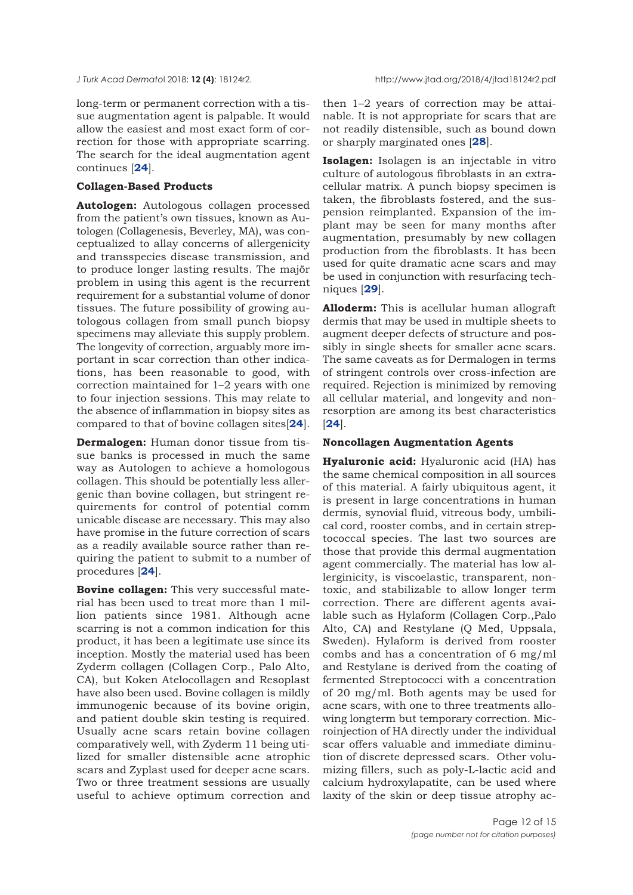long-term or permanent correction with a tissue augmentation agent is palpable. It would allow the easiest and most exact form of correction for those with appropriate scarring. The search for the ideal augmentation agent continues [**24**].

**Collagen-Based Products**

**Autologen:** Autologous collagen processed from the patient's own tissues, known as Autologen (Collagenesis, Beverley, MA), was conceptualized to allay concerns of allergenicity and transspecies disease transmission, and to produce longer lasting results. The majör problem in using this agent is the recurrent requirement for a substantial volume of donor tissues. The future possibility of growing autologous collagen from small punch biopsy specimens may alleviate this supply problem. The longevity of correction, arguably more important in scar correction than other indications, has been reasonable to good, with correction maintained for 1–2 years with one to four injection sessions. This may relate to the absence of inflammation in biopsy sites as compared to that of bovine collagen sites[**24**].

**Dermalogen:** Human donor tissue from tissue banks is processed in much the same way as Autologen to achieve a homologous collagen. This should be potentially less allergenic than bovine collagen, but stringent requirements for control of potential comm unicable disease are necessary. This may also have promise in the future correction of scars as a readily available source rather than requiring the patient to submit to a number of procedures [**24**].

**Bovine collagen:** This very successful material has been used to treat more than 1 million patients since 1981. Although acne scarring is not a common indication for this product, it has been a legitimate use since its inception. Mostly the material used has been Zyderm collagen (Collagen Corp., Palo Alto, CA), but Koken Atelocollagen and Resoplast have also been used. Bovine collagen is mildly immunogenic because of its bovine origin, and patient double skin testing is required. Usually acne scars retain bovine collagen comparatively well, with Zyderm 11 being utilized for smaller distensible acne atrophic scars and Zyplast used for deeper acne scars. Two or three treatment sessions are usually useful to achieve optimum correction and then 1–2 years of correction may be attainable. It is not appropriate for scars that are not readily distensible, such as bound down or sharply marginated ones [**28**].

**Isolagen:** Isolagen is an injectable in vitro culture of autologous fibroblasts in an extracellular matrix. A punch biopsy specimen is taken, the fibroblasts fostered, and the suspension reimplanted. Expansion of the implant may be seen for many months after augmentation, presumably by new collagen production from the fibroblasts. It has been used for quite dramatic acne scars and may be used in conjunction with resurfacing techniques [**29**].

**Alloderm:** This is acellular human allograft dermis that may be used in multiple sheets to augment deeper defects of structure and possibly in single sheets for smaller acne scars. The same caveats as for Dermalogen in terms of stringent controls over cross-infection are required. Rejection is minimized by removing all cellular material, and longevity and nonresorption are among its best characteristics [**24**].

**Noncollagen Augmentation Agents**

**Hyaluronic acid:** Hyaluronic acid (HA) has the same chemical composition in all sources of this material. A fairly ubiquitous agent, it is present in large concentrations in human dermis, synovial fluid, vitreous body, umbilical cord, rooster combs, and in certain streptococcal species. The last two sources are those that provide this dermal augmentation agent commercially. The material has low allerginicity, is viscoelastic, transparent, nontoxic, and stabilizable to allow longer term correction. There are different agents available such as Hylaform (Collagen Corp.,Palo Alto, CA) and Restylane (Q Med, Uppsala, Sweden). Hylaform is derived from rooster combs and has a concentration of 6 mg/ml and Restylane is derived from the coating of fermented Streptococci with a concentration of 20 mg/ml. Both agents may be used for acne scars, with one to three treatments allowing longterm but temporary correction. Microinjection of HA directly under the individual scar offers valuable and immediate diminution of discrete depressed scars. Other volumizing fillers, such as poly-L-lactic acid and calcium hydroxylapatite, can be used where laxity of the skin or deep tissue atrophy ac-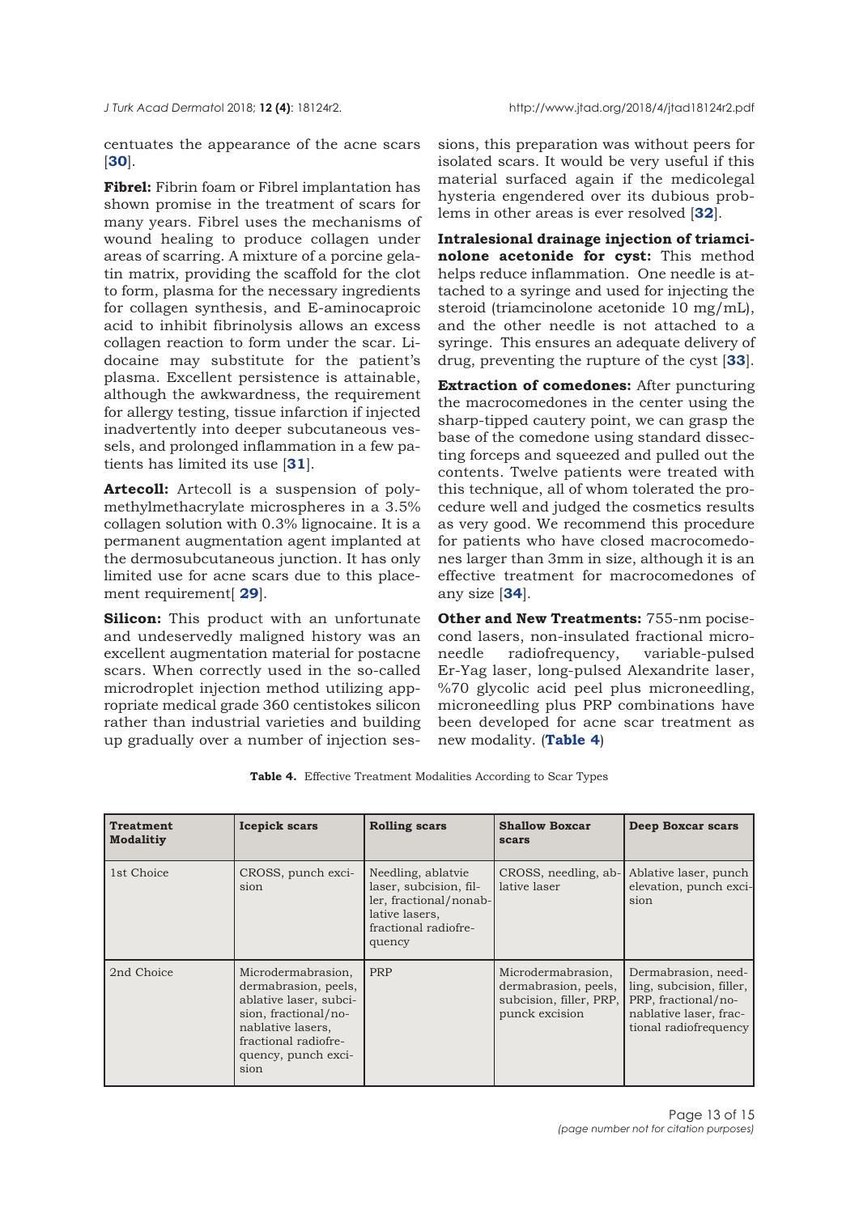centuates the appearance of the acne scars [30].

**Fibrel:** Fibrin foam or Fibrel implantation has shown promise in the treatment of scars for many years. Fibrel uses the mechanisms of wound healing to produce collagen under areas of scarring. A mixture of a porcine gelatin matrix, providing the scaffold for the clot to form, plasma for the necessary ingredients for collagen synthesis, and E-aminocaproic acid to inhibit fibrinolysis allows an excess collagen reaction to form under the scar. Lidocaine may substitute for the patient's plasma. Excellent persistence is attainable, although the awkwardness, the requirement for allergy testing, tissue infarction if injected inadvertently into deeper subcutaneous vessels, and prolonged inflammation in a few patients has limited its use [31].

**Artecoll:** Artecoll is a suspension of polymethylmethacrylate microspheres in a 3.5% collagen solution with 0.3% lignocaine. It is a permanent augmentation agent implanted at the dermosubcutaneous junction. It has only limited use for acne scars due to this placement requirement[ 29].

**Silicon:** This product with an unfortunate and undeservedly maligned history was an excellent augmentation material for postacne scars. When correctly used in the so-called microdroplet injection method utilizing appropriate medical grade 360 centistokes silicon rather than industrial varieties and building up gradually over a number of injection sessions, this preparation was without peers for isolated scars. It would be very useful if this material surfaced again if the medicolegal hysteria engendered over its dubious problems in other areas is ever resolved [32].

**Intralesional drainage injection of triamcinolone acetonide for cyst:** This method helps reduce inflammation. One needle is attached to a syringe and used for injecting the steroid (triamcinolone acetonide 10 mg/mL), and the other needle is not attached to a syringe. This ensures an adequate delivery of drug, preventing the rupture of the cyst [33].

**Extraction of comedones:** After puncturing the macrocomedones in the center using the sharp-tipped cautery point, we can grasp the base of the comedone using standard dissecting forceps and squeezed and pulled out the contents. Twelve patients were treated with this technique, all of whom tolerated the procedure well and judged the cosmetics results as very good. We recommend this procedure for patients who have closed macrocomedones larger than 3mm in size, although it is an effective treatment for macrocomedones of any size [34].

**Other and New Treatments:** 755-nm picosecond lasers, non-insulated fractional microneedle radiofrequency, variable-pulsed Er-Yag laser, long-pulsed Alexandrite laser, %70 glycolic acid peel plus microneedling, microneedling plus PRP combinations have been developed for acne scar treatment as new modality. (Table 4)

**Table 4.** Effective Treatment Modalities According to Scar Types

| Treatment Modalitiy | Icepick scars | Rolling scars | Shallow Boxcar scars | Deep Boxcar scars |
|---|---|---|---|---|
| 1st Choice | CROSS, punch excision | Needling, ablatvie laser, subcision, filler, fractional/nonablative lasers, fractional radiofrequency | CROSS, needling, ablative laser | Ablative laser, punch elevation, punch excision |
| 2nd Choice | Microdermabrasion, dermabrasion, peels, ablative laser, subcision, fractional/nonablative lasers, fractional radiofrequency, punch excision | PRP | Microdermabrasion, dermabrasion, peels, subcision, filler, PRP, punck excision | Dermabrasion, needling, subcision, filler, PRP, fractional/nonablative laser, fractional radiofrequency |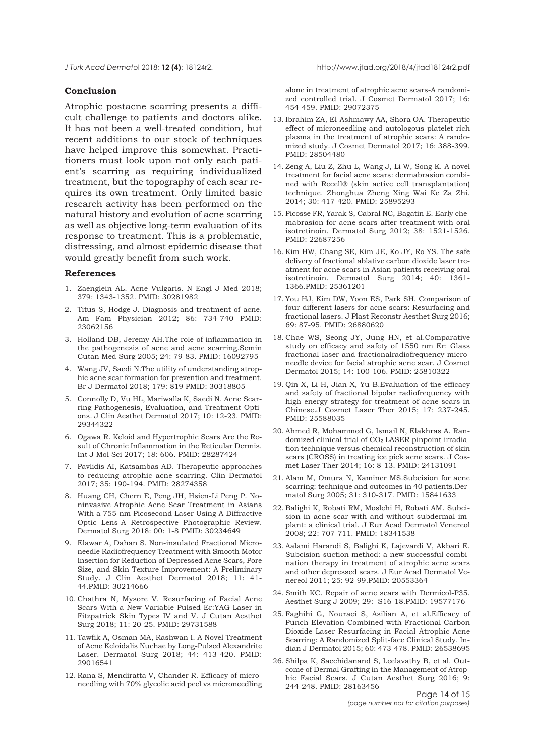## Conclusion

Atrophic postacne scarring presents a difficult challenge to patients and doctors alike. It has not been a well-treated condition, but recent additions to our stock of techniques have helped improve this somewhat. Practitioners must look upon not only each patient's scarring as requiring individualized treatment, but the topography of each scar requires its own treatment. Only limited basic research activity has been performed on the natural history and evolution of acne scarring as well as objective long-term evaluation of its response to treatment. This is a problematic, distressing, and almost epidemic disease that would greatly benefit from such work.

## References

1. Zaenglein AL. Acne Vulgaris. N Engl J Med 2018; 379: 1343-1352. PMID: 30281982
2. Titus S, Hodge J. Diagnosis and treatment of acne. Am Fam Physician 2012; 86: 734-740 PMID: 23062156
3. Holland DB, Jeremy AH.The role of inflammation in the pathogenesis of acne and acne scarring.Semin Cutan Med Surg 2005; 24: 79-83. PMID: 16092795
4. Wang JV, Saedi N.The utility of understanding atrophic acne scar formation for prevention and treatment. Br J Dermatol 2018; 179: 819 PMID: 30318805
5. Connolly D, Vu HL, Mariwalla K, Saedi N. Acne Scarring-Pathogenesis, Evaluation, and Treatment Options. J Clin Aesthet Dermatol 2017; 10: 12-23. PMID: 29344322
6. Ogawa R. Keloid and Hypertrophic Scars Are the Result of Chronic Inflammation in the Reticular Dermis. Int J Mol Sci 2017; 18: 606. PMID: 28287424
7. Pavlidis AI, Katsambas AD. Therapeutic approaches to reducing atrophic acne scarring. Clin Dermatol 2017; 35: 190-194. PMID: 28274358
8. Huang CH, Chern E, Peng JH, Hsien-Li Peng P. Noninvasive Atrophic Acne Scar Treatment in Asians With a 755-nm Picosecond Laser Using A Diffractive Optic Lens-A Retrospective Photographic Review. Dermatol Surg 2018: 00: 1-8 PMID: 30234649
9. Elawar A, Dahan S. Non-insulated Fractional Microneedle Radiofrequency Treatment with Smooth Motor Insertion for Reduction of Depressed Acne Scars, Pore Size, and Skin Texture Improvement: A Preliminary Study. J Clin Aesthet Dermatol 2018; 11: 41-44.PMID: 30214666
10. Chathra N, Mysore V. Resurfacing of Facial Acne Scars With a New Variable-Pulsed Er:YAG Laser in Fitzpatrick Skin Types IV and V. J Cutan Aesthet Surg 2018; 11: 20-25. PMID: 29731588
11. Tawfik A, Osman MA, Rashwan I. A Novel Treatment of Acne Keloidalis Nuchae by Long-Pulsed Alexandrite Laser. Dermatol Surg 2018; 44: 413-420. PMID: 29016541
12. Rana S, Mendiratta V, Chander R. Efficacy of microneedling with 70% glycolic acid peel vs microneedling alone in treatment of atrophic acne scars-A randomized controlled trial. J Cosmet Dermatol 2017; 16: 454-459. PMID: 29072375
13. Ibrahim ZA, El-Ashmawy AA, Shora OA. Therapeutic effect of microneedling and autologous platelet-rich plasma in the treatment of atrophic scars: A randomized study. J Cosmet Dermatol 2017; 16: 388-399. PMID: 28504480
14. Zeng A, Liu Z, Zhu L, Wang J, Li W, Song K. A novel treatment for facial acne scars: dermabrasion combined with Recell® (skin active cell transplantation) technique. Zhonghua Zheng Xing Wai Ke Za Zhi. 2014; 30: 417-420. PMID: 25895293
15. Picosse FR, Yarak S, Cabral NC, Bagatin E. Early chemabrasion for acne scars after treatment with oral isotretinoin. Dermatol Surg 2012; 38: 1521-1526. PMID: 22687256
16. Kim HW, Chang SE, Kim JE, Ko JY, Ro YS. The safe delivery of fractional ablative carbon dioxide laser treatment for acne scars in Asian patients receiving oral isotretinoin. Dermatol Surg 2014; 40: 1361-1366.PMID: 25361201
17. You HJ, Kim DW, Yoon ES, Park SH. Comparison of four different lasers for acne scars: Resurfacing and fractional lasers. J Plast Reconstr Aesthet Surg 2016; 69: 87-95. PMID: 26880620
18. Chae WS, Seong JY, Jung HN, et al.Comparative study on efficacy and safety of 1550 nm Er: Glass fractional laser and fractionalradiofrequency microneedle device for facial atrophic acne scar. J Cosmet Dermatol 2015; 14: 100-106. PMID: 25810322
19. Qin X, Li H, Jian X, Yu B.Evaluation of the efficacy and safety of fractional bipolar radiofrequency with high-energy strategy for treatment of acne scars in Chinese.J Cosmet Laser Ther 2015; 17: 237-245. PMID: 25588035
20. Ahmed R, Mohammed G, Ismail N, Elakhras A. Randomized clinical trial of $CO_2$ LASER pinpoint irradiation technique versus chemical reconstruction of skin scars (CROSS) in treating ice pick acne scars. J Cosmet Laser Ther 2014; 16: 8-13. PMID: 24131091
21. Alam M, Omura N, Kaminer MS.Subcision for acne scarring: technique and outcomes in 40 patients.Dermatol Surg 2005; 31: 310-317. PMID: 15841633
22. Balighi K, Robati RM, Moslehi H, Robati AM. Subcision in acne scar with and without subdermal implant: a clinical trial. J Eur Acad Dermatol Venereol 2008; 22: 707-711. PMID: 18341538
23. Aalami Harandi S, Balighi K, Lajevardi V, Akbari E. Subcision-suction method: a new successful combination therapy in treatment of atrophic acne scars and other depressed scars. J Eur Acad Dermatol Venereol 2011; 25: 92-99.PMID: 20553364
24. Smith KC. Repair of acne scars with Dermicol-P35. Aesthet Surg J 2009; 29: S16-18.PMID: 19577176
25. Faghihi G, Nouraei S, Asilian A, et al.Efficacy of Punch Elevation Combined with Fractional Carbon Dioxide Laser Resurfacing in Facial Atrophic Acne Scarring: A Randomized Split-face Clinical Study. Indian J Dermatol 2015; 60: 473-478. PMID: 26538695
26. Shilpa K, Sacchidanand S, Leelavathy B, et al. Outcome of Dermal Grafting in the Management of Atrophic Facial Scars. J Cutan Aesthet Surg 2016; 9: 244-248. PMID: 28163456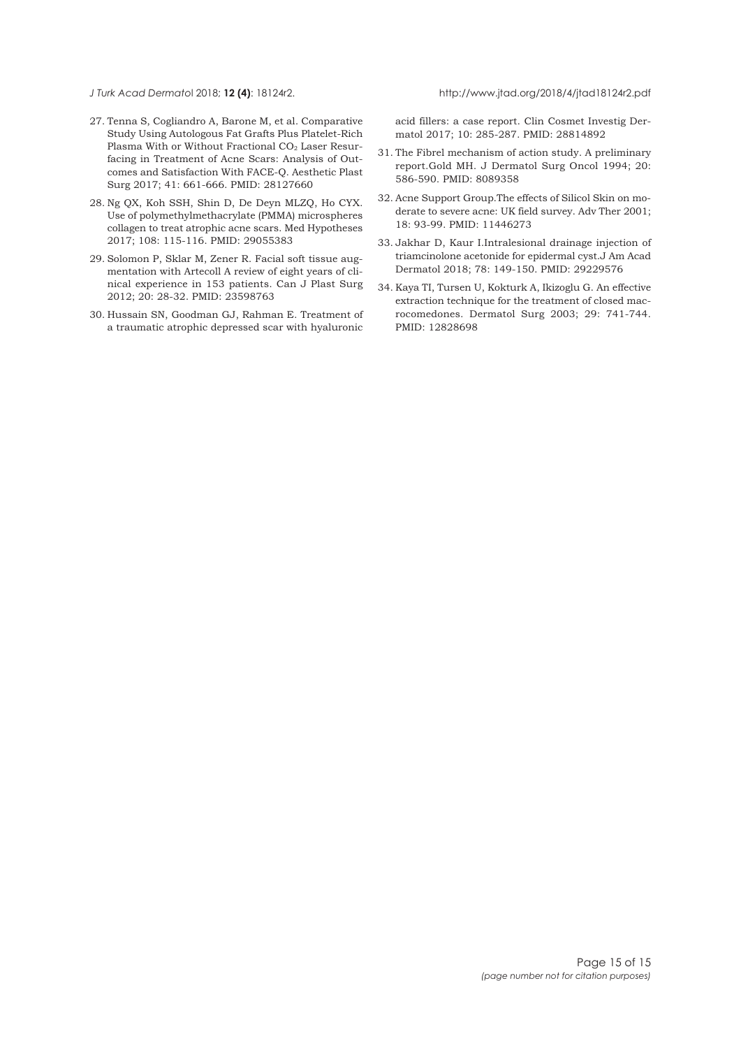27. Tenna S, Cogliandro A, Barone M, et al. Comparative Study Using Autologous Fat Grafts Plus Platelet-Rich Plasma With or Without Fractional $CO_2$ Laser Resurfacing in Treatment of Acne Scars: Analysis of Outcomes and Satisfaction With FACE-Q. Aesthetic Plast Surg 2017; 41: 661-666. PMID: 28127660

28. Ng QX, Koh SSH, Shin D, De Deyn MLZQ, Ho CYX. Use of polymethylmethacrylate (PMMA) microspheres collagen to treat atrophic acne scars. Med Hypotheses 2017; 108: 115-116. PMID: 29055383

29. Solomon P, Sklar M, Zener R. Facial soft tissue augmentation with Artecoll A review of eight years of clinical experience in 153 patients. Can J Plast Surg 2012; 20: 28-32. PMID: 23598763

30. Hussain SN, Goodman GJ, Rahman E. Treatment of a traumatic atrophic depressed scar with hyaluronic acid fillers: a case report. Clin Cosmet Investig Dermatol 2017; 10: 285-287. PMID: 28814892

31. The Fibrel mechanism of action study. A preliminary report.Gold MH. J Dermatol Surg Oncol 1994; 20: 586-590. PMID: 8089358

32. Acne Support Group.The effects of Silicol Skin on moderate to severe acne: UK field survey. Adv Ther 2001; 18: 93-99. PMID: 11446273

33. Jakhar D, Kaur I.Intralesional drainage injection of triamcinolone acetonide for epidermal cyst.J Am Acad Dermatol 2018; 78: 149-150. PMID: 29229576

34. Kaya TI, Tursen U, Kokturk A, Ikizoglu G. An effective extraction technique for the treatment of closed macrocomedones. Dermatol Surg 2003; 29: 741-744. PMID: 12828698